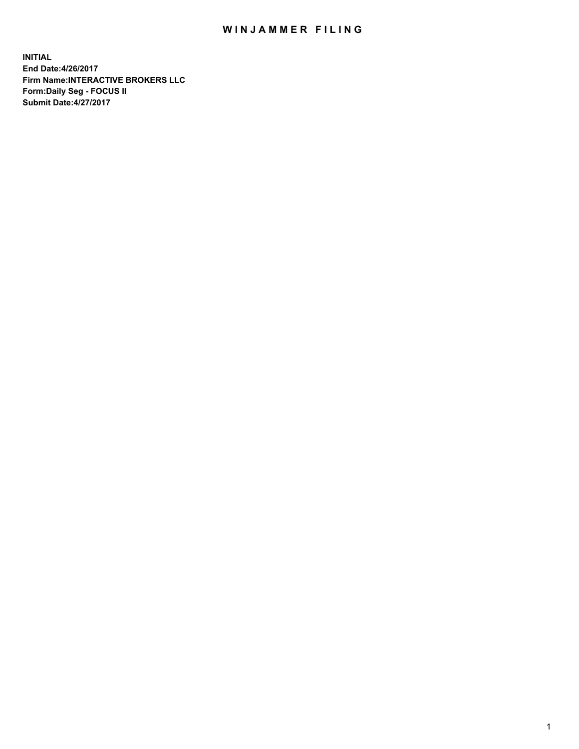# WINJAMMER FILING

**INITIAL**
**End Date:4/26/2017**
**Firm Name:INTERACTIVE BROKERS LLC**
**Form:Daily Seg - FOCUS II**
**Submit Date:4/27/2017**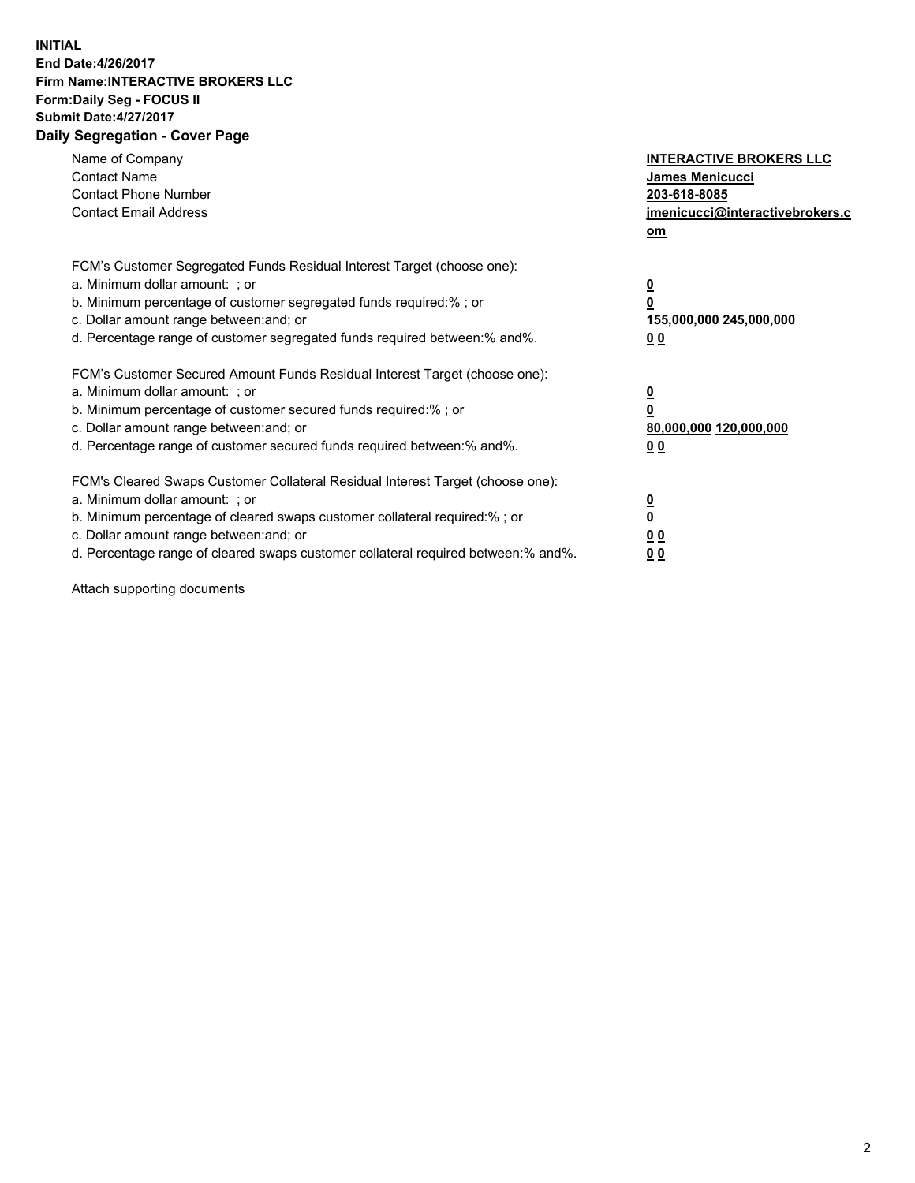**INITIAL**
**End Date:4/26/2017**
**Firm Name:INTERACTIVE BROKERS LLC**
**Form:Daily Seg - FOCUS II**
**Submit Date:4/27/2017**
**Daily Segregation - Cover Page**

| | |
|---|---|
| Name of Company | **INTERACTIVE BROKERS LLC** |
| Contact Name | **James Menicucci** |
| Contact Phone Number | **203-618-8085** |
| Contact Email Address | **jmenicucci@interactivebrokers.com** |

FCM's Customer Segregated Funds Residual Interest Target (choose one):

| | |
|---|---|
| a. Minimum dollar amount: ; or | **0** |
| b. Minimum percentage of customer segregated funds required:% ; or | **0** |
| c. Dollar amount range between:and; or | **155,000,000 245,000,000** |
| d. Percentage range of customer segregated funds required between:% and%. | **0 0** |

FCM's Customer Secured Amount Funds Residual Interest Target (choose one):

| | |
|---|---|
| a. Minimum dollar amount: ; or | **0** |
| b. Minimum percentage of customer secured funds required:% ; or | **0** |
| c. Dollar amount range between:and; or | **80,000,000 120,000,000** |
| d. Percentage range of customer secured funds required between:% and%. | **0 0** |

FCM's Cleared Swaps Customer Collateral Residual Interest Target (choose one):

| | |
|---|---|
| a. Minimum dollar amount: ; or | **0** |
| b. Minimum percentage of cleared swaps customer collateral required:% ; or | **0** |
| c. Dollar amount range between:and; or | **0 0** |
| d. Percentage range of cleared swaps customer collateral required between:% and%. | **0 0** |

Attach supporting documents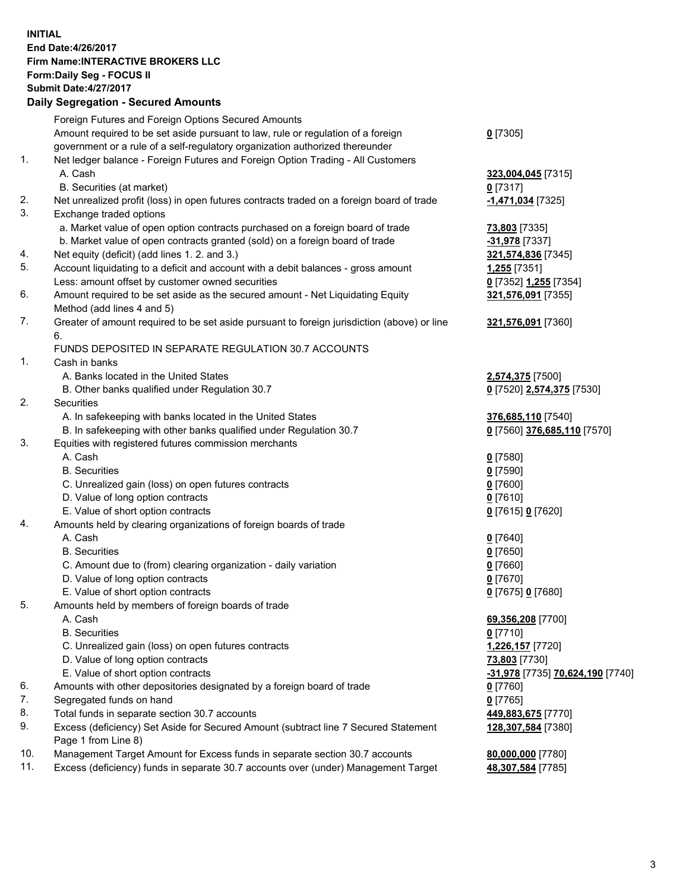**INITIAL**
**End Date:4/26/2017**
**Firm Name:INTERACTIVE BROKERS LLC**
**Form:Daily Seg - FOCUS II**
**Submit Date:4/27/2017**

## Daily Segregation - Secured Amounts

| | | |
|---|---|---|
| | Foreign Futures and Foreign Options Secured Amounts | |
| | Amount required to be set aside pursuant to law, rule or regulation of a foreign government or a rule of a self-regulatory organization authorized thereunder | **0** [7305] |
| 1. | Net ledger balance - Foreign Futures and Foreign Option Trading - All Customers | |
| | A. Cash | **323,004,045** [7315] |
| | B. Securities (at market) | **0** [7317] |
| 2. | Net unrealized profit (loss) in open futures contracts traded on a foreign board of trade | **-1,471,034** [7325] |
| 3. | Exchange traded options | |
| | a. Market value of open option contracts purchased on a foreign board of trade | **73,803** [7335] |
| | b. Market value of open contracts granted (sold) on a foreign board of trade | **-31,978** [7337] |
| 4. | Net equity (deficit) (add lines 1. 2. and 3.) | **321,574,836** [7345] |
| 5. | Account liquidating to a deficit and account with a debit balances - gross amount | **1,255** [7351] |
| | Less: amount offset by customer owned securities | **0** [7352] **1,255** [7354] |
| 6. | Amount required to be set aside as the secured amount - Net Liquidating Equity Method (add lines 4 and 5) | **321,576,091** [7355] |
| 7. | Greater of amount required to be set aside pursuant to foreign jurisdiction (above) or line 6. | **321,576,091** [7360] |
| | FUNDS DEPOSITED IN SEPARATE REGULATION 30.7 ACCOUNTS | |
| 1. | Cash in banks | |
| | A. Banks located in the United States | **2,574,375** [7500] |
| | B. Other banks qualified under Regulation 30.7 | **0** [7520] **2,574,375** [7530] |
| 2. | Securities | |
| | A. In safekeeping with banks located in the United States | **376,685,110** [7540] |
| | B. In safekeeping with other banks qualified under Regulation 30.7 | **0** [7560] **376,685,110** [7570] |
| 3. | Equities with registered futures commission merchants | |
| | A. Cash | **0** [7580] |
| | B. Securities | **0** [7590] |
| | C. Unrealized gain (loss) on open futures contracts | **0** [7600] |
| | D. Value of long option contracts | **0** [7610] |
| | E. Value of short option contracts | **0** [7615] **0** [7620] |
| 4. | Amounts held by clearing organizations of foreign boards of trade | |
| | A. Cash | **0** [7640] |
| | B. Securities | **0** [7650] |
| | C. Amount due to (from) clearing organization - daily variation | **0** [7660] |
| | D. Value of long option contracts | **0** [7670] |
| | E. Value of short option contracts | **0** [7675] **0** [7680] |
| 5. | Amounts held by members of foreign boards of trade | |
| | A. Cash | **69,356,208** [7700] |
| | B. Securities | **0** [7710] |
| | C. Unrealized gain (loss) on open futures contracts | **1,226,157** [7720] |
| | D. Value of long option contracts | **73,803** [7730] |
| | E. Value of short option contracts | **-31,978** [7735] **70,624,190** [7740] |
| 6. | Amounts with other depositories designated by a foreign board of trade | **0** [7760] |
| 7. | Segregated funds on hand | **0** [7765] |
| 8. | Total funds in separate section 30.7 accounts | **449,883,675** [7770] |
| 9. | Excess (deficiency) Set Aside for Secured Amount (subtract line 7 Secured Statement Page 1 from Line 8) | **128,307,584** [7380] |
| 10. | Management Target Amount for Excess funds in separate section 30.7 accounts | **80,000,000** [7780] |
| 11. | Excess (deficiency) funds in separate 30.7 accounts over (under) Management Target | **48,307,584** [7785] |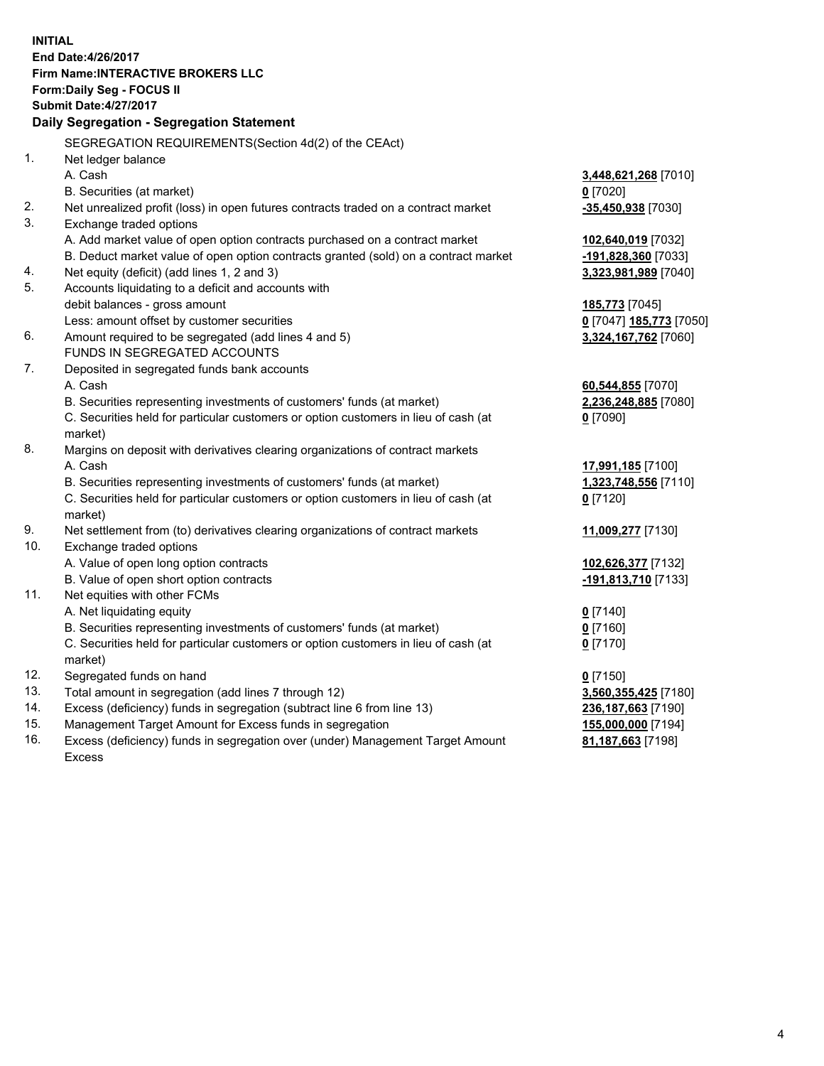**INITIAL**
**End Date:4/26/2017**
**Firm Name:INTERACTIVE BROKERS LLC**
**Form:Daily Seg - FOCUS II**
**Submit Date:4/27/2017**

## Daily Segregation - Segregation Statement

SEGREGATION REQUIREMENTS(Section 4d(2) of the CEAct)

| | | |
|---|---|---|
| 1. | Net ledger balance | |
| | A. Cash | **3,448,621,268** [7010] |
| | B. Securities (at market) | **0** [7020] |
| 2. | Net unrealized profit (loss) in open futures contracts traded on a contract market | **-35,450,938** [7030] |
| 3. | Exchange traded options | |
| | A. Add market value of open option contracts purchased on a contract market | **102,640,019** [7032] |
| | B. Deduct market value of open option contracts granted (sold) on a contract market | **-191,828,360** [7033] |
| 4. | Net equity (deficit) (add lines 1, 2 and 3) | **3,323,981,989** [7040] |
| 5. | Accounts liquidating to a deficit and accounts with | |
| | debit balances - gross amount | **185,773** [7045] |
| | Less: amount offset by customer securities | **0** [7047] **185,773** [7050] |
| 6. | Amount required to be segregated (add lines 4 and 5) | **3,324,167,762** [7060] |
| | FUNDS IN SEGREGATED ACCOUNTS | |
| 7. | Deposited in segregated funds bank accounts | |
| | A. Cash | **60,544,855** [7070] |
| | B. Securities representing investments of customers' funds (at market) | **2,236,248,885** [7080] |
| | C. Securities held for particular customers or option customers in lieu of cash (at market) | **0** [7090] |
| 8. | Margins on deposit with derivatives clearing organizations of contract markets | |
| | A. Cash | **17,991,185** [7100] |
| | B. Securities representing investments of customers' funds (at market) | **1,323,748,556** [7110] |
| | C. Securities held for particular customers or option customers in lieu of cash (at market) | **0** [7120] |
| 9. | Net settlement from (to) derivatives clearing organizations of contract markets | **11,009,277** [7130] |
| 10. | Exchange traded options | |
| | A. Value of open long option contracts | **102,626,377** [7132] |
| | B. Value of open short option contracts | **-191,813,710** [7133] |
| 11. | Net equities with other FCMs | |
| | A. Net liquidating equity | **0** [7140] |
| | B. Securities representing investments of customers' funds (at market) | **0** [7160] |
| | C. Securities held for particular customers or option customers in lieu of cash (at market) | **0** [7170] |
| 12. | Segregated funds on hand | **0** [7150] |
| 13. | Total amount in segregation (add lines 7 through 12) | **3,560,355,425** [7180] |
| 14. | Excess (deficiency) funds in segregation (subtract line 6 from line 13) | **236,187,663** [7190] |
| 15. | Management Target Amount for Excess funds in segregation | **155,000,000** [7194] |
| 16. | Excess (deficiency) funds in segregation over (under) Management Target Amount Excess | **81,187,663** [7198] |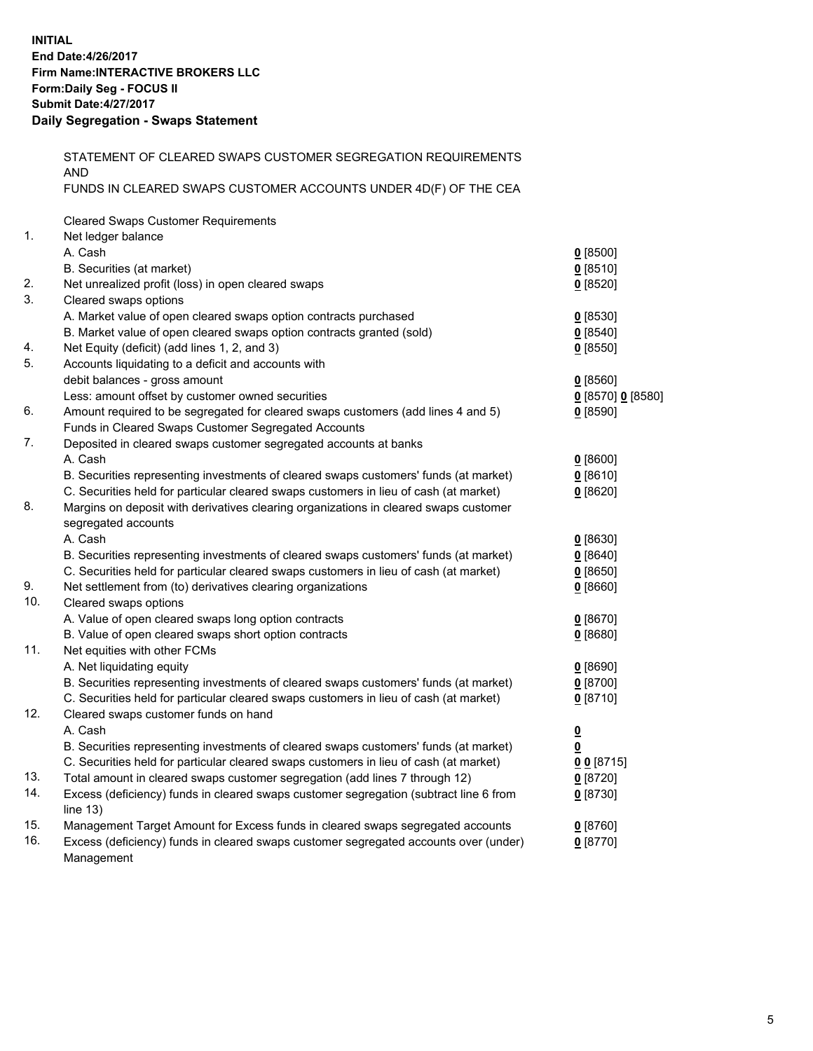**INITIAL**
**End Date:4/26/2017**
**Firm Name:INTERACTIVE BROKERS LLC**
**Form:Daily Seg - FOCUS II**
**Submit Date:4/27/2017**
**Daily Segregation - Swaps Statement**

STATEMENT OF CLEARED SWAPS CUSTOMER SEGREGATION REQUIREMENTS AND FUNDS IN CLEARED SWAPS CUSTOMER ACCOUNTS UNDER 4D(F) OF THE CEA

| | | |
|---|---|---|
| | Cleared Swaps Customer Requirements | |
| 1. | Net ledger balance | |
| | A. Cash | 0 [8500] |
| | B. Securities (at market) | 0 [8510] |
| 2. | Net unrealized profit (loss) in open cleared swaps | 0 [8520] |
| 3. | Cleared swaps options | |
| | A. Market value of open cleared swaps option contracts purchased | 0 [8530] |
| | B. Market value of open cleared swaps option contracts granted (sold) | 0 [8540] |
| 4. | Net Equity (deficit) (add lines 1, 2, and 3) | 0 [8550] |
| 5. | Accounts liquidating to a deficit and accounts with debit balances - gross amount | 0 [8560] |
| | Less: amount offset by customer owned securities | 0 [8570] 0 [8580] |
| 6. | Amount required to be segregated for cleared swaps customers (add lines 4 and 5) | 0 [8590] |
| | Funds in Cleared Swaps Customer Segregated Accounts | |
| 7. | Deposited in cleared swaps customer segregated accounts at banks | |
| | A. Cash | 0 [8600] |
| | B. Securities representing investments of cleared swaps customers' funds (at market) | 0 [8610] |
| | C. Securities held for particular cleared swaps customers in lieu of cash (at market) | 0 [8620] |
| 8. | Margins on deposit with derivatives clearing organizations in cleared swaps customer segregated accounts | |
| | A. Cash | 0 [8630] |
| | B. Securities representing investments of cleared swaps customers' funds (at market) | 0 [8640] |
| | C. Securities held for particular cleared swaps customers in lieu of cash (at market) | 0 [8650] |
| 9. | Net settlement from (to) derivatives clearing organizations | 0 [8660] |
| 10. | Cleared swaps options | |
| | A. Value of open cleared swaps long option contracts | 0 [8670] |
| | B. Value of open cleared swaps short option contracts | 0 [8680] |
| 11. | Net equities with other FCMs | |
| | A. Net liquidating equity | 0 [8690] |
| | B. Securities representing investments of cleared swaps customers' funds (at market) | 0 [8700] |
| | C. Securities held for particular cleared swaps customers in lieu of cash (at market) | 0 [8710] |
| 12. | Cleared swaps customer funds on hand | |
| | A. Cash | 0 |
| | B. Securities representing investments of cleared swaps customers' funds (at market) | 0 |
| | C. Securities held for particular cleared swaps customers in lieu of cash (at market) | 0 0 [8715] |
| 13. | Total amount in cleared swaps customer segregation (add lines 7 through 12) | 0 [8720] |
| 14. | Excess (deficiency) funds in cleared swaps customer segregation (subtract line 6 from line 13) | 0 [8730] |
| 15. | Management Target Amount for Excess funds in cleared swaps segregated accounts | 0 [8760] |
| 16. | Excess (deficiency) funds in cleared swaps customer segregated accounts over (under) Management | 0 [8770] |